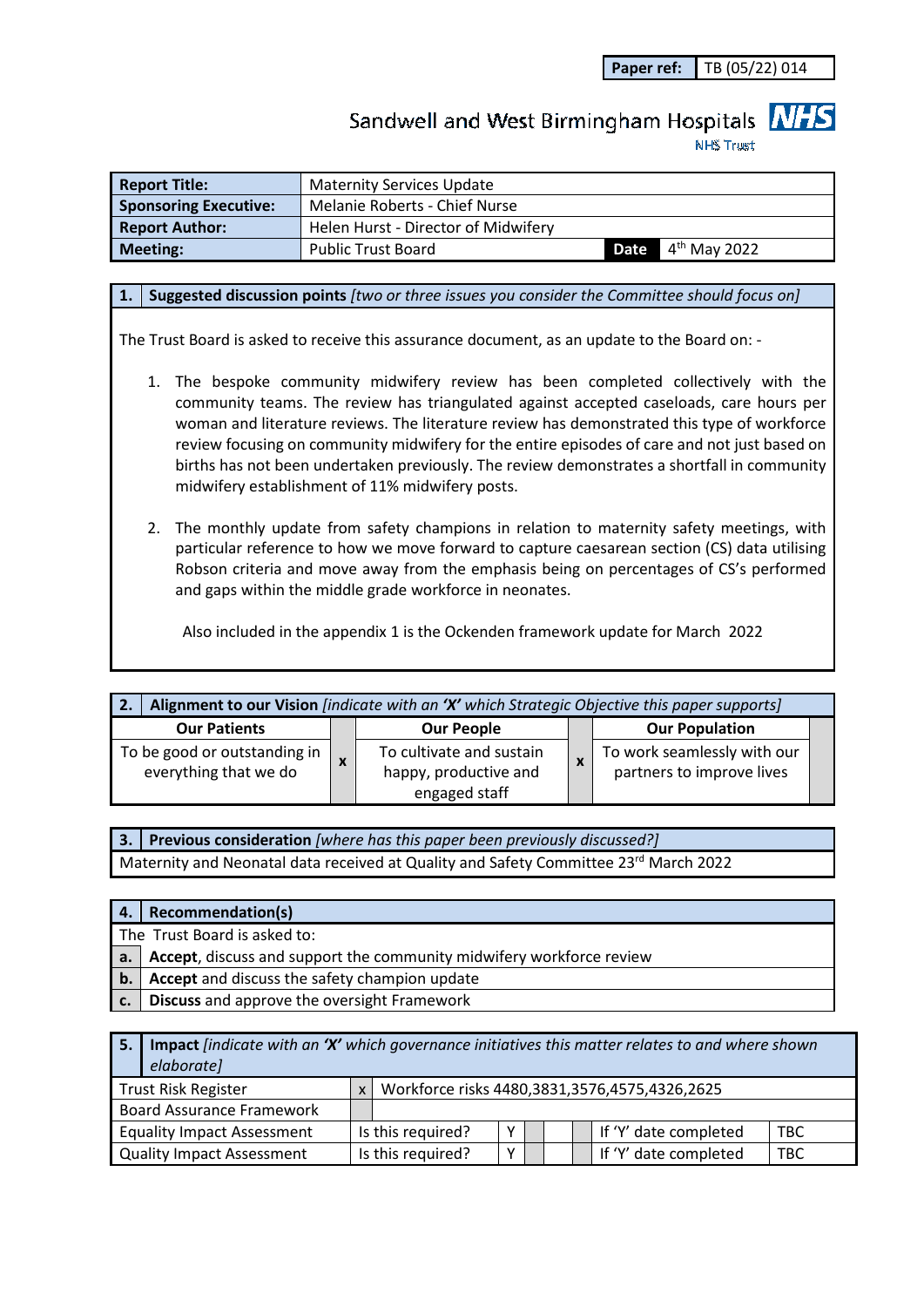| Paper ref: | TB (05/22) 014 |
|---|---|

Sandwell and West Birmingham Hospitals **NHS**
NHS Trust

| Report Title: | Maternity Services Update | | |
|---|---|---|---|
| **Sponsoring Executive:** | Melanie Roberts - Chief Nurse | | |
| **Report Author:** | Helen Hurst - Director of Midwifery | | |
| **Meeting:** | Public Trust Board | **Date** | 4th May 2022 |

## 1. Suggested discussion points *[two or three issues you consider the Committee should focus on]*

The Trust Board is asked to receive this assurance document, as an update to the Board on: -

1. The bespoke community midwifery review has been completed collectively with the community teams. The review has triangulated against accepted caseloads, care hours per woman and literature reviews. The literature review has demonstrated this type of workforce review focusing on community midwifery for the entire episodes of care and not just based on births has not been undertaken previously. The review demonstrates a shortfall in community midwifery establishment of 11% midwifery posts.

2. The monthly update from safety champions in relation to maternity safety meetings, with particular reference to how we move forward to capture caesarean section (CS) data utilising Robson criteria and move away from the emphasis being on percentages of CS's performed and gaps within the middle grade workforce in neonates.

Also included in the appendix 1 is the Ockenden framework update for March 2022

## 2. Alignment to our Vision *[indicate with an 'X' which Strategic Objective this paper supports]*

| Our Patients | | Our People | | Our Population | |
|---|---|---|---|---|---|
| To be good or outstanding in everything that we do | x | To cultivate and sustain happy, productive and engaged staff | x | To work seamlessly with our partners to improve lives | |

## 3. Previous consideration *[where has this paper been previously discussed?]*

Maternity and Neonatal data received at Quality and Safety Committee 23rd March 2022

## 4. Recommendation(s)

The Trust Board is asked to:

| | |
|---|---|
| **a.** | **Accept**, discuss and support the community midwifery workforce review |
| **b.** | **Accept** and discuss the safety champion update |
| **c.** | **Discuss** and approve the oversight Framework |

## 5. Impact *[indicate with an 'X' which governance initiatives this matter relates to and where shown elaborate]*

| | | | | | | | |
|---|---|---|---|---|---|---|---|
| Trust Risk Register | x | Workforce risks 4480,3831,3576,4575,4326,2625 | | | | | |
| Board Assurance Framework | | | | | | | |
| Equality Impact Assessment | | Is this required? | Y | | | If 'Y' date completed | TBC |
| Quality Impact Assessment | | Is this required? | Y | | | If 'Y' date completed | TBC |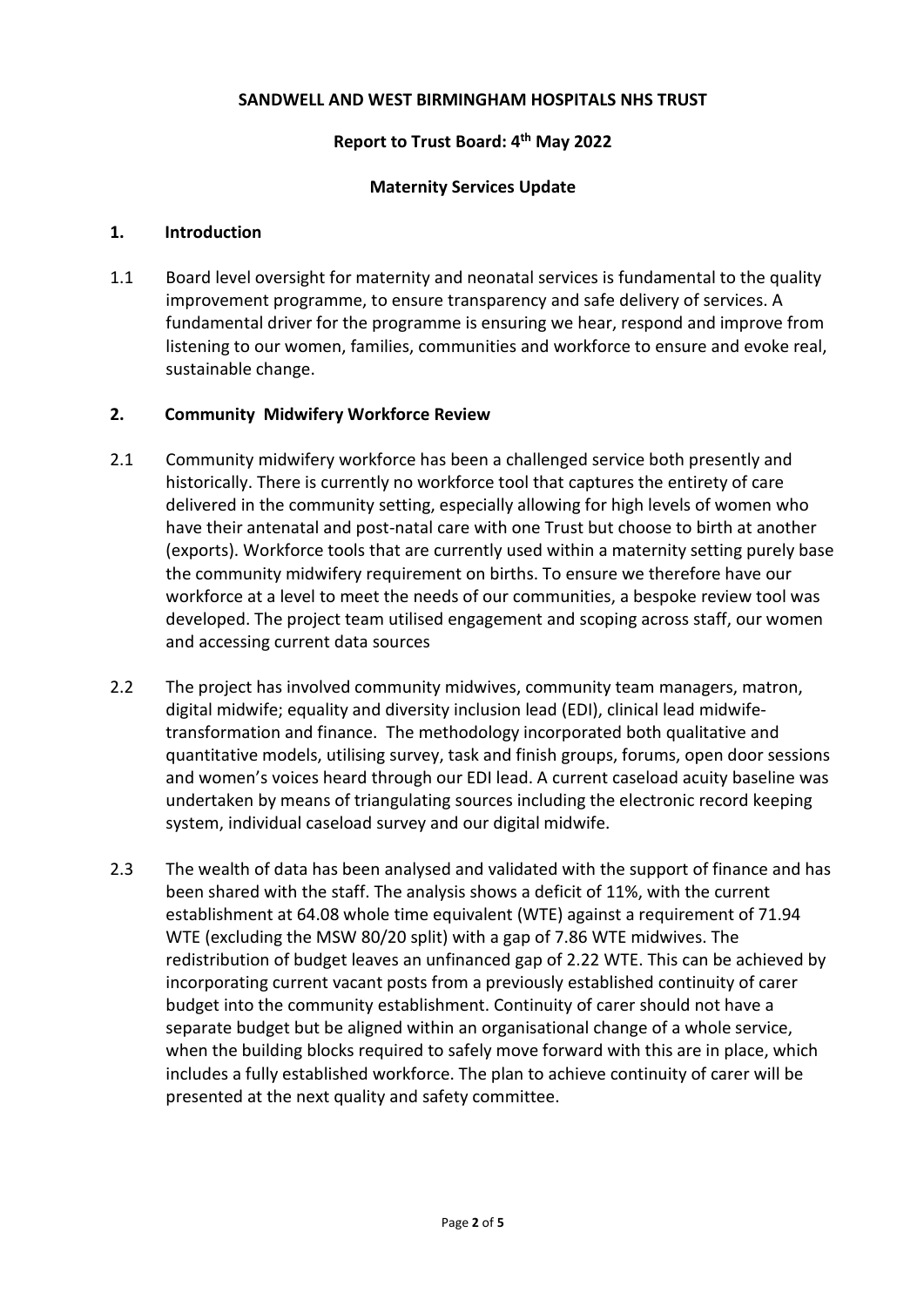**SANDWELL AND WEST BIRMINGHAM HOSPITALS NHS TRUST**

**Report to Trust Board: 4th May 2022**

**Maternity Services Update**

## 1. Introduction

1.1 Board level oversight for maternity and neonatal services is fundamental to the quality improvement programme, to ensure transparency and safe delivery of services. A fundamental driver for the programme is ensuring we hear, respond and improve from listening to our women, families, communities and workforce to ensure and evoke real, sustainable change.

## 2. Community Midwifery Workforce Review

2.1 Community midwifery workforce has been a challenged service both presently and historically. There is currently no workforce tool that captures the entirety of care delivered in the community setting, especially allowing for high levels of women who have their antenatal and post-natal care with one Trust but choose to birth at another (exports). Workforce tools that are currently used within a maternity setting purely base the community midwifery requirement on births. To ensure we therefore have our workforce at a level to meet the needs of our communities, a bespoke review tool was developed. The project team utilised engagement and scoping across staff, our women and accessing current data sources

2.2 The project has involved community midwives, community team managers, matron, digital midwife; equality and diversity inclusion lead (EDI), clinical lead midwife- transformation and finance. The methodology incorporated both qualitative and quantitative models, utilising survey, task and finish groups, forums, open door sessions and women's voices heard through our EDI lead. A current caseload acuity baseline was undertaken by means of triangulating sources including the electronic record keeping system, individual caseload survey and our digital midwife.

2.3 The wealth of data has been analysed and validated with the support of finance and has been shared with the staff. The analysis shows a deficit of 11%, with the current establishment at 64.08 whole time equivalent (WTE) against a requirement of 71.94 WTE (excluding the MSW 80/20 split) with a gap of 7.86 WTE midwives. The redistribution of budget leaves an unfinanced gap of 2.22 WTE. This can be achieved by incorporating current vacant posts from a previously established continuity of carer budget into the community establishment. Continuity of carer should not have a separate budget but be aligned within an organisational change of a whole service, when the building blocks required to safely move forward with this are in place, which includes a fully established workforce. The plan to achieve continuity of carer will be presented at the next quality and safety committee.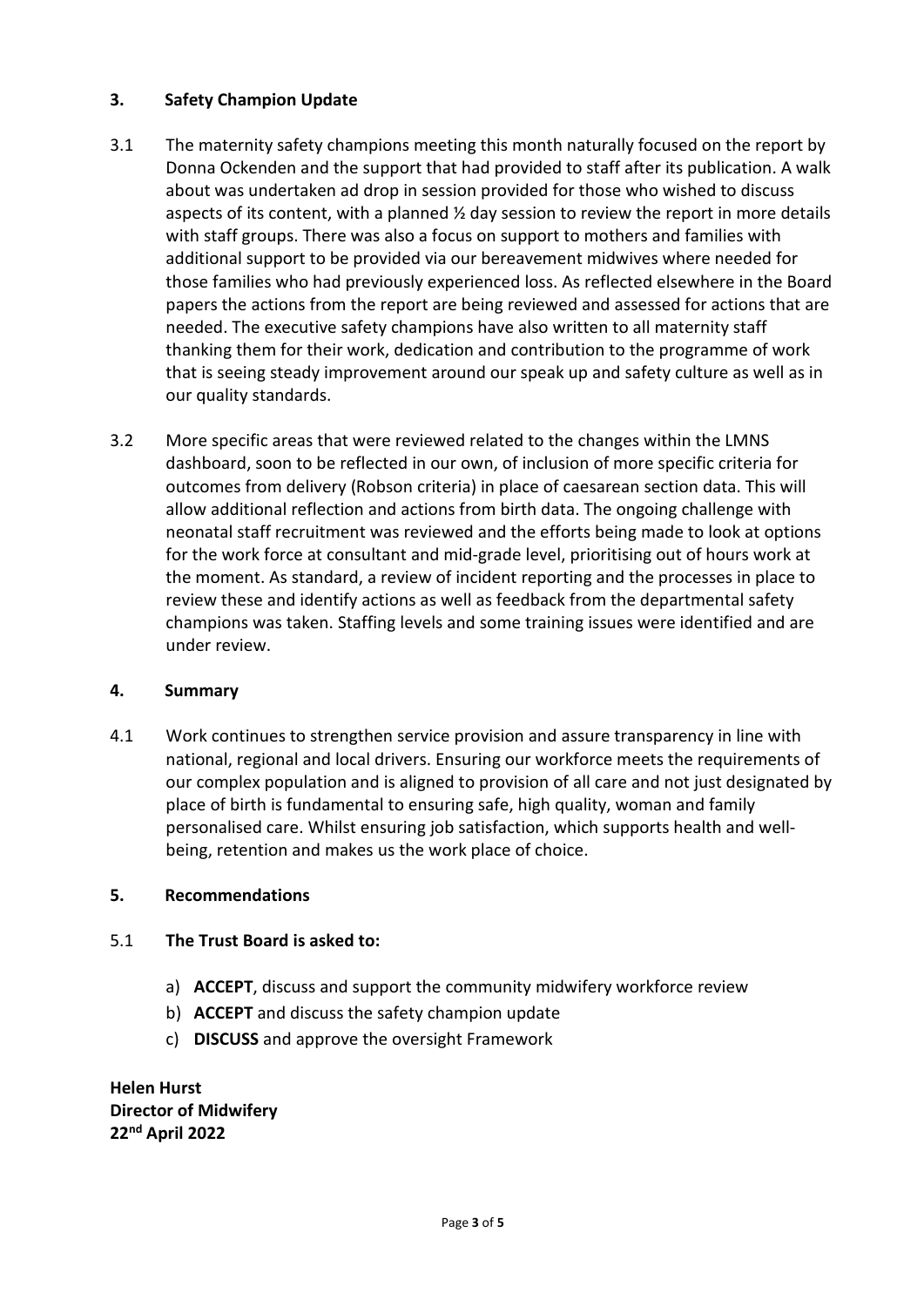## 3. Safety Champion Update

3.1 The maternity safety champions meeting this month naturally focused on the report by Donna Ockenden and the support that had provided to staff after its publication. A walk about was undertaken ad drop in session provided for those who wished to discuss aspects of its content, with a planned ½ day session to review the report in more details with staff groups. There was also a focus on support to mothers and families with additional support to be provided via our bereavement midwives where needed for those families who had previously experienced loss. As reflected elsewhere in the Board papers the actions from the report are being reviewed and assessed for actions that are needed. The executive safety champions have also written to all maternity staff thanking them for their work, dedication and contribution to the programme of work that is seeing steady improvement around our speak up and safety culture as well as in our quality standards.

3.2 More specific areas that were reviewed related to the changes within the LMNS dashboard, soon to be reflected in our own, of inclusion of more specific criteria for outcomes from delivery (Robson criteria) in place of caesarean section data. This will allow additional reflection and actions from birth data. The ongoing challenge with neonatal staff recruitment was reviewed and the efforts being made to look at options for the work force at consultant and mid-grade level, prioritising out of hours work at the moment. As standard, a review of incident reporting and the processes in place to review these and identify actions as well as feedback from the departmental safety champions was taken. Staffing levels and some training issues were identified and are under review.

## 4. Summary

4.1 Work continues to strengthen service provision and assure transparency in line with national, regional and local drivers. Ensuring our workforce meets the requirements of our complex population and is aligned to provision of all care and not just designated by place of birth is fundamental to ensuring safe, high quality, woman and family personalised care. Whilst ensuring job satisfaction, which supports health and well-being, retention and makes us the work place of choice.

## 5. Recommendations

5.1 **The Trust Board is asked to:**

a) **ACCEPT**, discuss and support the community midwifery workforce review
b) **ACCEPT** and discuss the safety champion update
c) **DISCUSS** and approve the oversight Framework

**Helen Hurst**
**Director of Midwifery**
**22nd April 2022**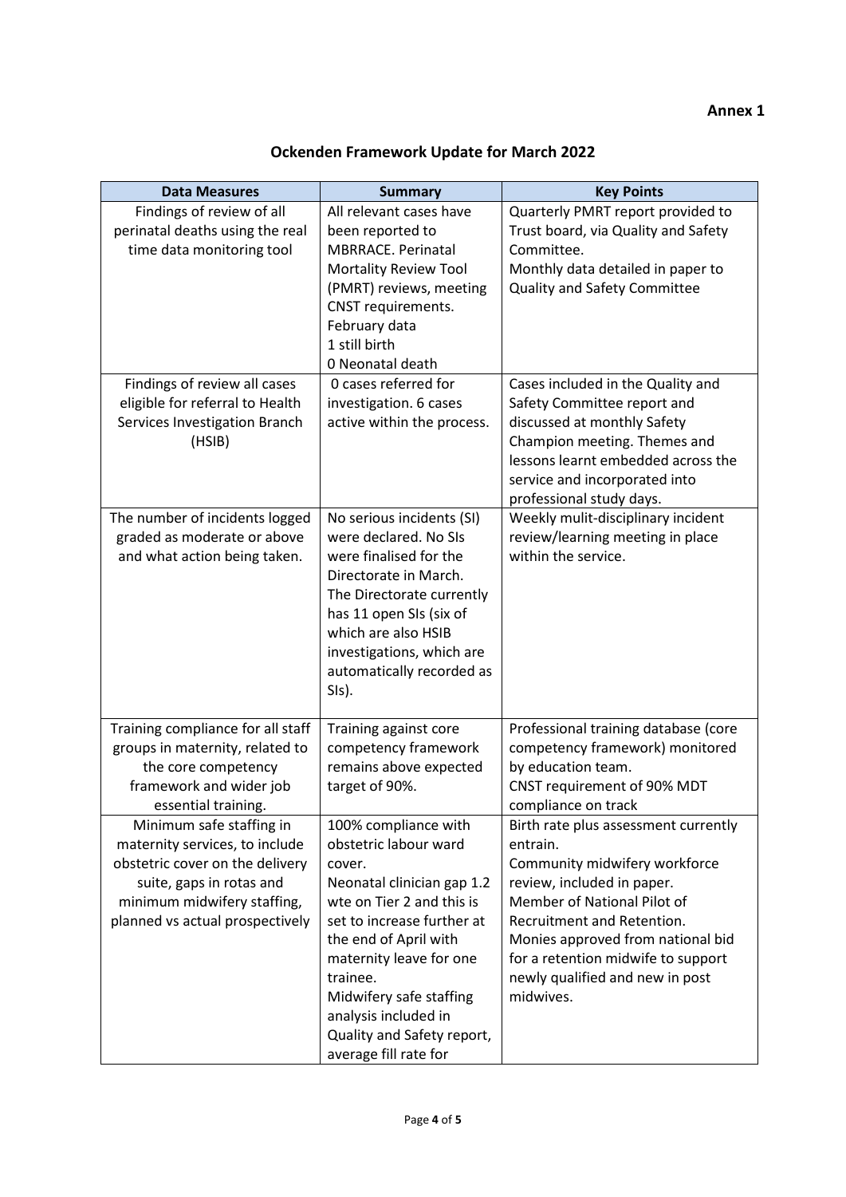**Annex 1**

## Ockenden Framework Update for March 2022

| Data Measures | Summary | Key Points |
|---|---|---|
| Findings of review of all perinatal deaths using the real time data monitoring tool | All relevant cases have been reported to MBRRACE. Perinatal Mortality Review Tool (PMRT) reviews, meeting CNST requirements.<br>February data<br>1 still birth<br>0 Neonatal death | Quarterly PMRT report provided to Trust board, via Quality and Safety Committee.<br>Monthly data detailed in paper to Quality and Safety Committee |
| Findings of review all cases eligible for referral to Health Services Investigation Branch (HSIB) | 0 cases referred for investigation. 6 cases active within the process. | Cases included in the Quality and Safety Committee report and discussed at monthly Safety Champion meeting. Themes and lessons learnt embedded across the service and incorporated into professional study days. |
| The number of incidents logged graded as moderate or above and what action being taken. | No serious incidents (SI) were declared. No SIs were finalised for the Directorate in March. The Directorate currently has 11 open SIs (six of which are also HSIB investigations, which are automatically recorded as SIs). | Weekly mulit-disciplinary incident review/learning meeting in place within the service. |
| Training compliance for all staff groups in maternity, related to the core competency framework and wider job essential training. | Training against core competency framework remains above expected target of 90%. | Professional training database (core competency framework) monitored by education team.<br>CNST requirement of 90% MDT compliance on track |
| Minimum safe staffing in maternity services, to include obstetric cover on the delivery suite, gaps in rotas and minimum midwifery staffing, planned vs actual prospectively | 100% compliance with obstetric labour ward cover.<br>Neonatal clinician gap 1.2 wte on Tier 2 and this is set to increase further at the end of April with maternity leave for one trainee.<br>Midwifery safe staffing analysis included in Quality and Safety report, average fill rate for | Birth rate plus assessment currently entrain.<br>Community midwifery workforce review, included in paper.<br>Member of National Pilot of Recruitment and Retention.<br>Monies approved from national bid for a retention midwife to support newly qualified and new in post midwives. |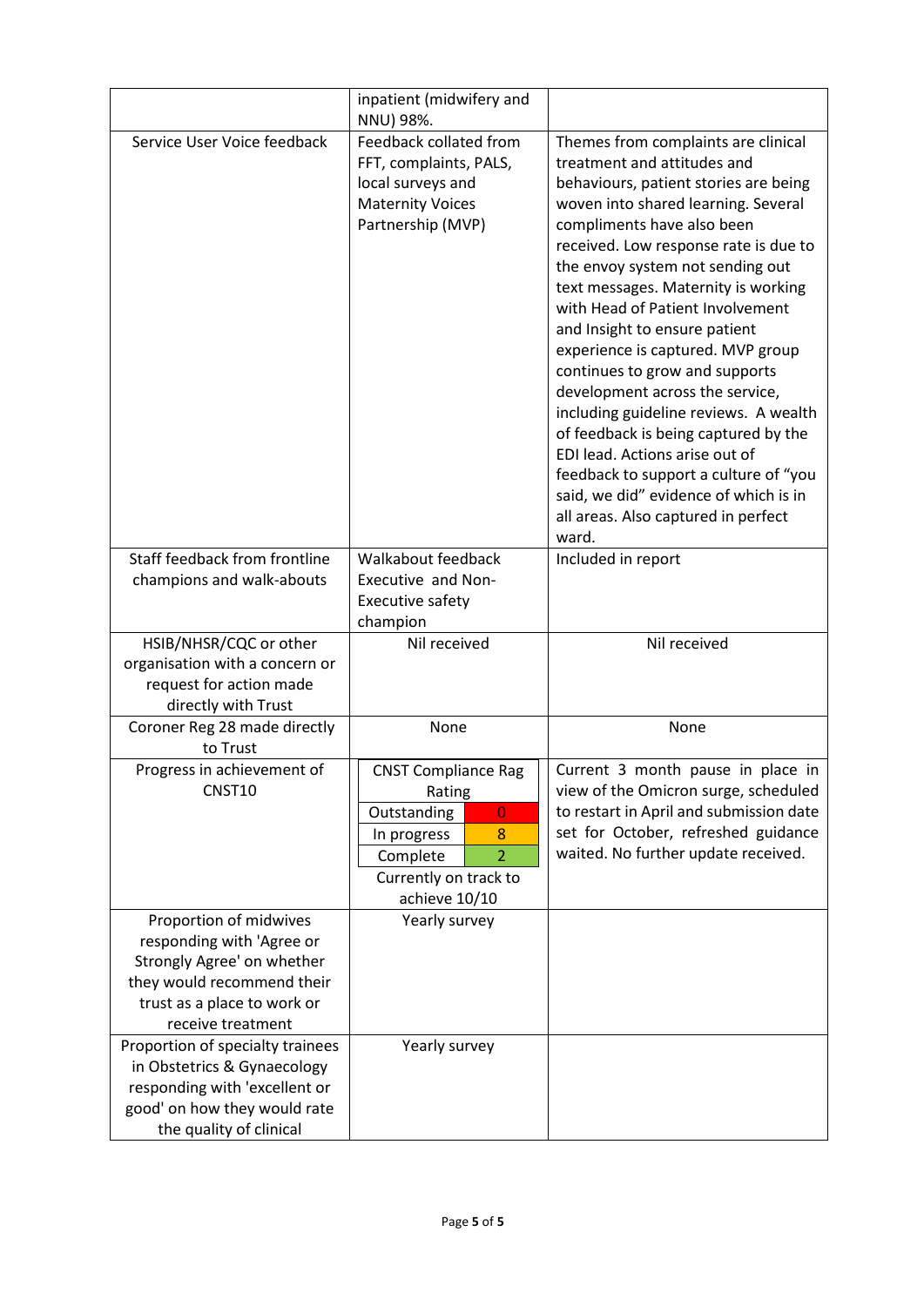| | | |
|---|---|---|
| | inpatient (midwifery and NNU) 98%. | |
| Service User Voice feedback | Feedback collated from FFT, complaints, PALS, local surveys and Maternity Voices Partnership (MVP) | Themes from complaints are clinical treatment and attitudes and behaviours, patient stories are being woven into shared learning. Several compliments have also been received. Low response rate is due to the envoy system not sending out text messages. Maternity is working with Head of Patient Involvement and Insight to ensure patient experience is captured. MVP group continues to grow and supports development across the service, including guideline reviews. A wealth of feedback is being captured by the EDI lead. Actions arise out of feedback to support a culture of "you said, we did" evidence of which is in all areas. Also captured in perfect ward. |
| Staff feedback from frontline champions and walk-abouts | Walkabout feedback Executive and Non-Executive safety champion | Included in report |
| HSIB/NHSR/CQC or other organisation with a concern or request for action made directly with Trust | Nil received | Nil received |
| Coroner Reg 28 made directly to Trust | None | None |
| Progress in achievement of CNST10 | CNST Compliance Rag Rating<br>Outstanding: 0<br>In progress: 8<br>Complete: 2<br>Currently on track to achieve 10/10 | Current 3 month pause in place in view of the Omicron surge, scheduled to restart in April and submission date set for October, refreshed guidance waited. No further update received. |
| Proportion of midwives responding with 'Agree or Strongly Agree' on whether they would recommend their trust as a place to work or receive treatment | Yearly survey | |
| Proportion of specialty trainees in Obstetrics & Gynaecology responding with 'excellent or good' on how they would rate the quality of clinical | Yearly survey | |